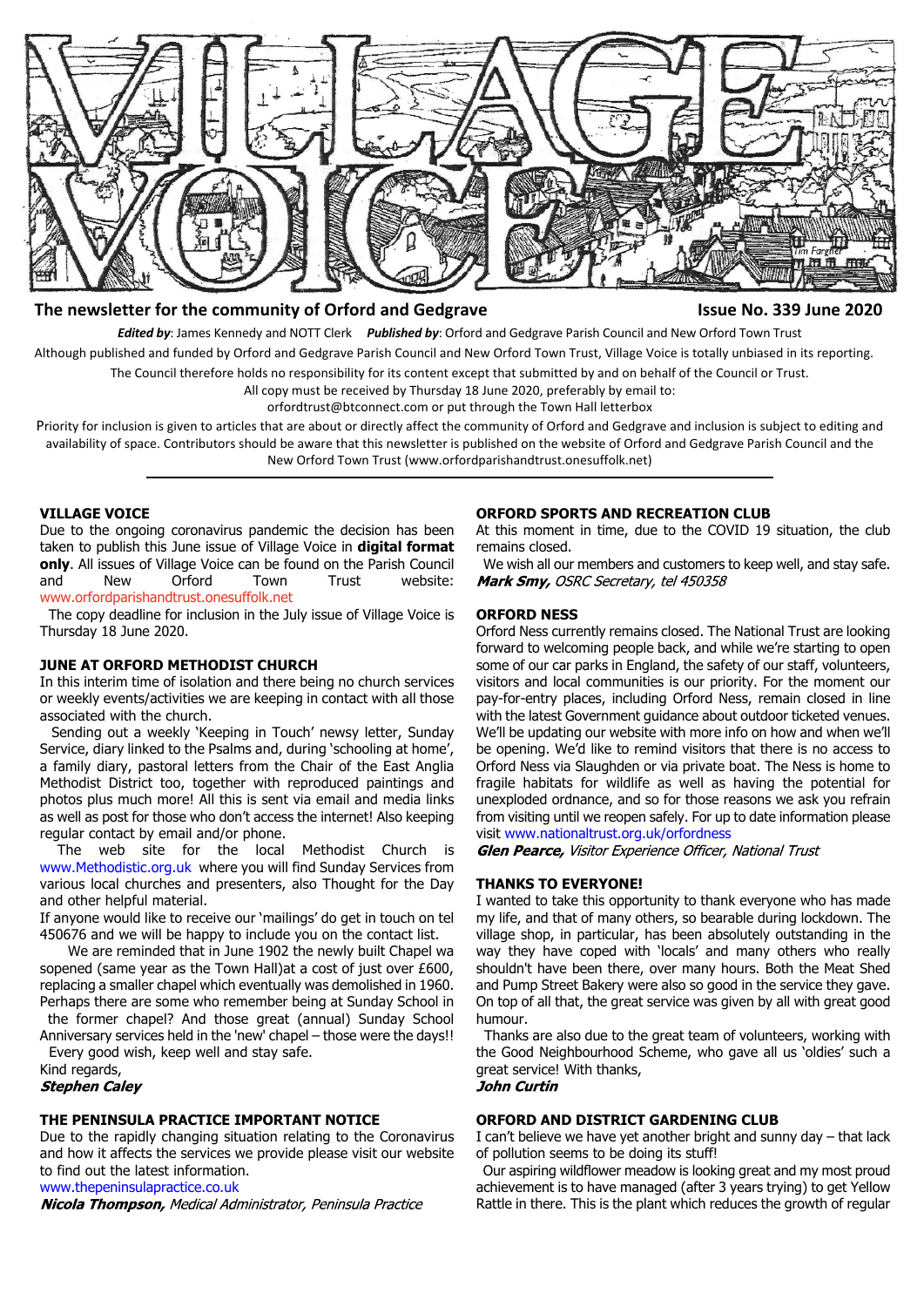# VILLAGE VOICE

**The newsletter for the community of Orford and Gedgrave** **Issue No. 339 June 2020**

***Edited by***: James Kennedy and NOTT Clerk ***Published by***: Orford and Gedgrave Parish Council and New Orford Town Trust

Although published and funded by Orford and Gedgrave Parish Council and New Orford Town Trust, Village Voice is totally unbiased in its reporting.

The Council therefore holds no responsibility for its content except that submitted by and on behalf of the Council or Trust.

All copy must be received by Thursday 18 June 2020, preferably by email to:

orfordtrust@btconnect.com or put through the Town Hall letterbox

Priority for inclusion is given to articles that are about or directly affect the community of Orford and Gedgrave and inclusion is subject to editing and availability of space. Contributors should be aware that this newsletter is published on the website of Orford and Gedgrave Parish Council and the New Orford Town Trust (www.orfordparishandtrust.onesuffolk.net)

---

## VILLAGE VOICE

Due to the ongoing coronavirus pandemic the decision has been taken to publish this June issue of Village Voice in **digital format only**. All issues of Village Voice can be found on the Parish Council and New Orford Town Trust website: www.orfordparishandtrust.onesuffolk.net

The copy deadline for inclusion in the July issue of Village Voice is Thursday 18 June 2020.

## JUNE AT ORFORD METHODIST CHURCH

In this interim time of isolation and there being no church services or weekly events/activities we are keeping in contact with all those associated with the church.

Sending out a weekly 'Keeping in Touch' newsy letter, Sunday Service, diary linked to the Psalms and, during 'schooling at home', a family diary, pastoral letters from the Chair of the East Anglia Methodist District too, together with reproduced paintings and photos plus much more! All this is sent via email and media links as well as post for those who don't access the internet! Also keeping regular contact by email and/or phone.

The web site for the local Methodist Church is www.Methodistic.org.uk where you will find Sunday Services from various local churches and presenters, also Thought for the Day and other helpful material.

If anyone would like to receive our 'mailings' do get in touch on tel 450676 and we will be happy to include you on the contact list.

We are reminded that in June 1902 the newly built Chapel wa sopened (same year as the Town Hall)at a cost of just over £600, replacing a smaller chapel which eventually was demolished in 1960. Perhaps there are some who remember being at Sunday School in the former chapel? And those great (annual) Sunday School Anniversary services held in the 'new' chapel – those were the days!!

Every good wish, keep well and stay safe.

Kind regards,

***Stephen Caley***

## THE PENINSULA PRACTICE IMPORTANT NOTICE

Due to the rapidly changing situation relating to the Coronavirus and how it affects the services we provide please visit our website to find out the latest information.

www.thepeninsulapractice.co.uk

***Nicola Thompson,*** *Medical Administrator, Peninsula Practice*

## ORFORD SPORTS AND RECREATION CLUB

At this moment in time, due to the COVID 19 situation, the club remains closed.

We wish all our members and customers to keep well, and stay safe.

***Mark Smy,*** *OSRC Secretary, tel 450358*

## ORFORD NESS

Orford Ness currently remains closed. The National Trust are looking forward to welcoming people back, and while we're starting to open some of our car parks in England, the safety of our staff, volunteers, visitors and local communities is our priority. For the moment our pay-for-entry places, including Orford Ness, remain closed in line with the latest Government guidance about outdoor ticketed venues. We'll be updating our website with more info on how and when we'll be opening. We'd like to remind visitors that there is no access to Orford Ness via Slaughden or via private boat. The Ness is home to fragile habitats for wildlife as well as having the potential for unexploded ordnance, and so for those reasons we ask you refrain from visiting until we reopen safely. For up to date information please visit www.nationaltrust.org.uk/orfordness

***Glen Pearce,*** *Visitor Experience Officer, National Trust*

## THANKS TO EVERYONE!

I wanted to take this opportunity to thank everyone who has made my life, and that of many others, so bearable during lockdown. The village shop, in particular, has been absolutely outstanding in the way they have coped with 'locals' and many others who really shouldn't have been there, over many hours. Both the Meat Shed and Pump Street Bakery were also so good in the service they gave. On top of all that, the great service was given by all with great good humour.

Thanks are also due to the great team of volunteers, working with the Good Neighbourhood Scheme, who gave all us 'oldies' such a great service! With thanks,

***John Curtin***

## ORFORD AND DISTRICT GARDENING CLUB

I can't believe we have yet another bright and sunny day – that lack of pollution seems to be doing its stuff!

Our aspiring wildflower meadow is looking great and my most proud achievement is to have managed (after 3 years trying) to get Yellow Rattle in there. This is the plant which reduces the growth of regular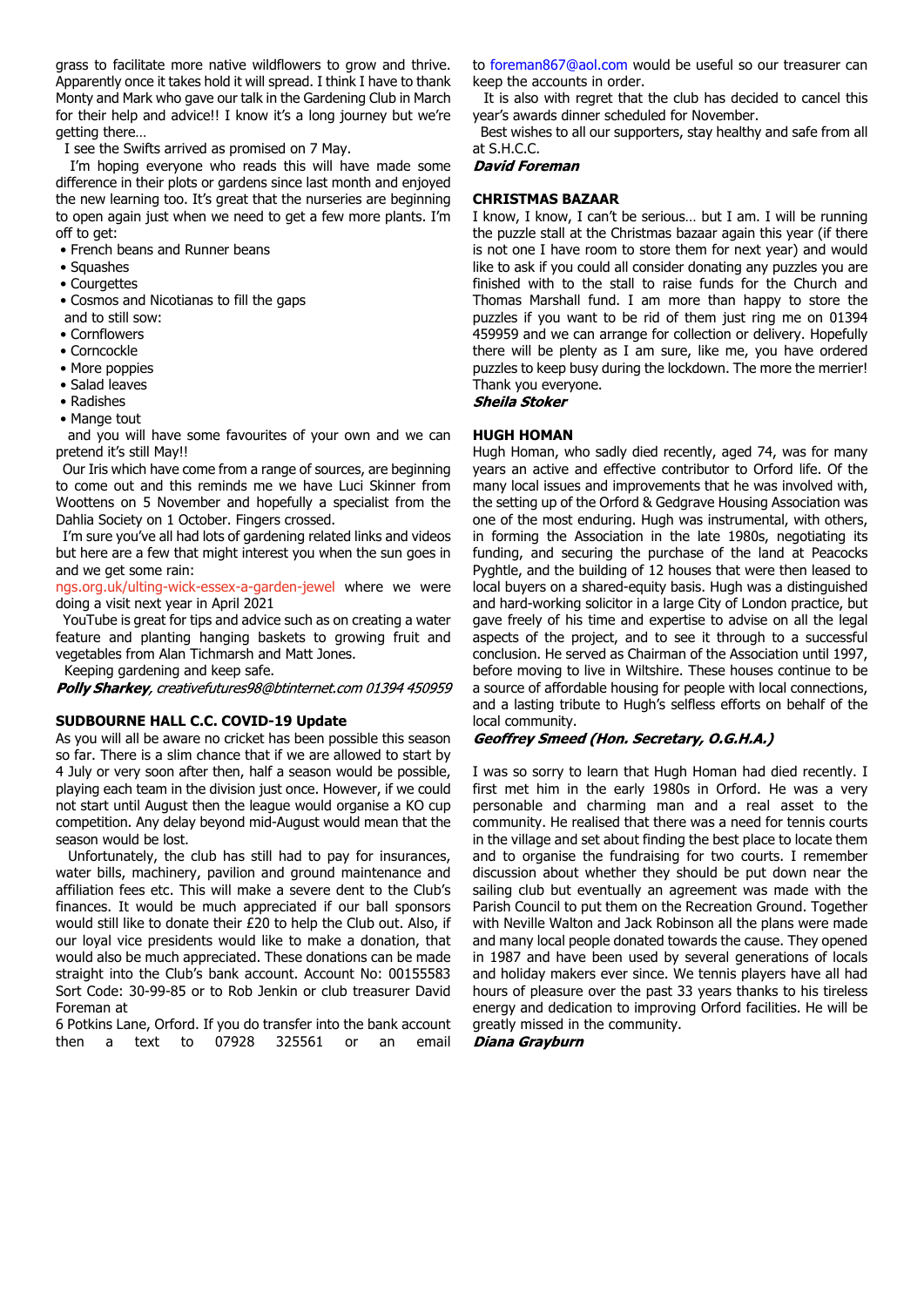grass to facilitate more native wildflowers to grow and thrive. Apparently once it takes hold it will spread. I think I have to thank Monty and Mark who gave our talk in the Gardening Club in March for their help and advice!! I know it's a long journey but we're getting there…

I see the Swifts arrived as promised on 7 May.

I'm hoping everyone who reads this will have made some difference in their plots or gardens since last month and enjoyed the new learning too. It's great that the nurseries are beginning to open again just when we need to get a few more plants. I'm off to get:

- French beans and Runner beans
- Squashes
- Courgettes
- Cosmos and Nicotianas to fill the gaps

and to still sow:

- Cornflowers
- Corncockle
- More poppies
- Salad leaves
- Radishes
- Mange tout

and you will have some favourites of your own and we can pretend it's still May!!

Our Iris which have come from a range of sources, are beginning to come out and this reminds me we have Luci Skinner from Woottens on 5 November and hopefully a specialist from the Dahlia Society on 1 October. Fingers crossed.

I'm sure you've all had lots of gardening related links and videos but here are a few that might interest you when the sun goes in and we get some rain:

ngs.org.uk/ulting-wick-essex-a-garden-jewel where we were doing a visit next year in April 2021

YouTube is great for tips and advice such as on creating a water feature and planting hanging baskets to growing fruit and vegetables from Alan Tichmarsh and Matt Jones.

Keeping gardening and keep safe.

***Polly Sharkey***, *creativefutures98@btinternet.com 01394 450959*

## SUDBOURNE HALL C.C. COVID-19 Update

As you will all be aware no cricket has been possible this season so far. There is a slim chance that if we are allowed to start by 4 July or very soon after then, half a season would be possible, playing each team in the division just once. However, if we could not start until August then the league would organise a KO cup competition. Any delay beyond mid-August would mean that the season would be lost.

Unfortunately, the club has still had to pay for insurances, water bills, machinery, pavilion and ground maintenance and affiliation fees etc. This will make a severe dent to the Club's finances. It would be much appreciated if our ball sponsors would still like to donate their £20 to help the Club out. Also, if our loyal vice presidents would like to make a donation, that would also be much appreciated. These donations can be made straight into the Club's bank account. Account No: 00155583 Sort Code: 30-99-85 or to Rob Jenkin or club treasurer David Foreman at

6 Potkins Lane, Orford. If you do transfer into the bank account then a text to 07928 325561 or an email to foreman867@aol.com would be useful so our treasurer can keep the accounts in order.

It is also with regret that the club has decided to cancel this year's awards dinner scheduled for November.

Best wishes to all our supporters, stay healthy and safe from all at S.H.C.C.

***David Foreman***

## CHRISTMAS BAZAAR

I know, I know, I can't be serious… but I am. I will be running the puzzle stall at the Christmas bazaar again this year (if there is not one I have room to store them for next year) and would like to ask if you could all consider donating any puzzles you are finished with to the stall to raise funds for the Church and Thomas Marshall fund. I am more than happy to store the puzzles if you want to be rid of them just ring me on 01394 459959 and we can arrange for collection or delivery. Hopefully there will be plenty as I am sure, like me, you have ordered puzzles to keep busy during the lockdown. The more the merrier! Thank you everyone.

***Sheila Stoker***

## HUGH HOMAN

Hugh Homan, who sadly died recently, aged 74, was for many years an active and effective contributor to Orford life. Of the many local issues and improvements that he was involved with, the setting up of the Orford & Gedgrave Housing Association was one of the most enduring. Hugh was instrumental, with others, in forming the Association in the late 1980s, negotiating its funding, and securing the purchase of the land at Peacocks Pyghtle, and the building of 12 houses that were then leased to local buyers on a shared-equity basis. Hugh was a distinguished and hard-working solicitor in a large City of London practice, but gave freely of his time and expertise to advise on all the legal aspects of the project, and to see it through to a successful conclusion. He served as Chairman of the Association until 1997, before moving to live in Wiltshire. These houses continue to be a source of affordable housing for people with local connections, and a lasting tribute to Hugh's selfless efforts on behalf of the local community.

***Geoffrey Smeed (Hon. Secretary, O.G.H.A.)***

I was so sorry to learn that Hugh Homan had died recently. I first met him in the early 1980s in Orford. He was a very personable and charming man and a real asset to the community. He realised that there was a need for tennis courts in the village and set about finding the best place to locate them and to organise the fundraising for two courts. I remember discussion about whether they should be put down near the sailing club but eventually an agreement was made with the Parish Council to put them on the Recreation Ground. Together with Neville Walton and Jack Robinson all the plans were made and many local people donated towards the cause. They opened in 1987 and have been used by several generations of locals and holiday makers ever since. We tennis players have all had hours of pleasure over the past 33 years thanks to his tireless energy and dedication to improving Orford facilities. He will be greatly missed in the community.

***Diana Grayburn***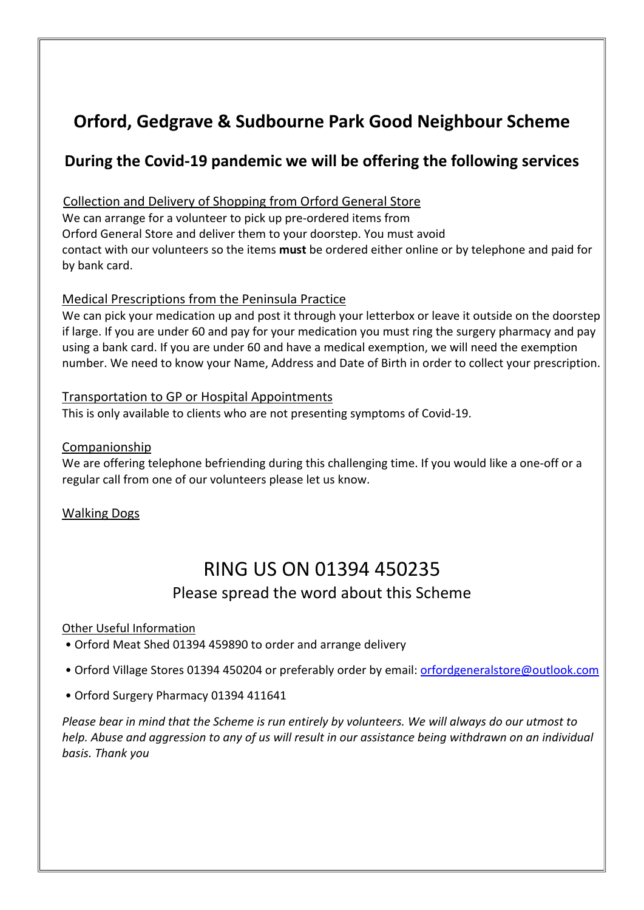# Orford, Gedgrave & Sudbourne Park Good Neighbour Scheme

## During the Covid-19 pandemic we will be offering the following services

Collection and Delivery of Shopping from Orford General Store

We can arrange for a volunteer to pick up pre-ordered items from Orford General Store and deliver them to your doorstep. You must avoid contact with our volunteers so the items **must** be ordered either online or by telephone and paid for by bank card.

Medical Prescriptions from the Peninsula Practice

We can pick your medication up and post it through your letterbox or leave it outside on the doorstep if large. If you are under 60 and pay for your medication you must ring the surgery pharmacy and pay using a bank card. If you are under 60 and have a medical exemption, we will need the exemption number. We need to know your Name, Address and Date of Birth in order to collect your prescription.

Transportation to GP or Hospital Appointments

This is only available to clients who are not presenting symptoms of Covid-19.

Companionship

We are offering telephone befriending during this challenging time. If you would like a one-off or a regular call from one of our volunteers please let us know.

Walking Dogs

RING US ON 01394 450235

Please spread the word about this Scheme

Other Useful Information

- Orford Meat Shed 01394 459890 to order and arrange delivery
- Orford Village Stores 01394 450204 or preferably order by email: orfordgeneralstore@outlook.com
- Orford Surgery Pharmacy 01394 411641

*Please bear in mind that the Scheme is run entirely by volunteers. We will always do our utmost to help. Abuse and aggression to any of us will result in our assistance being withdrawn on an individual basis. Thank you*